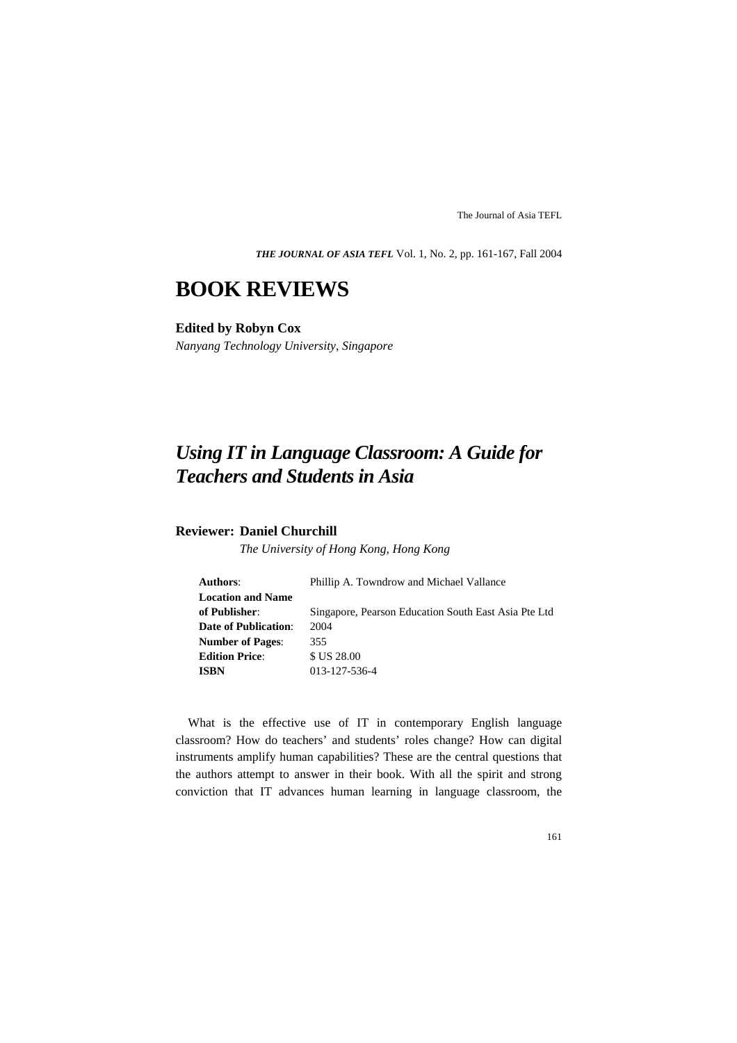# BOOK REVIEWS

**Edited by Robyn Cox**

*Nanyang Technology University, Singapore*

## *Using IT in Language Classroom: A Guide for Teachers and Students in Asia*

**Reviewer: Daniel Churchill**

*The University of Hong Kong, Hong Kong*

| | |
|---|---|
| **Authors**: | Phillip A. Towndrow and Michael Vallance |
| **Location and Name of Publisher**: | Singapore, Pearson Education South East Asia Pte Ltd |
| **Date of Publication**: | 2004 |
| **Number of Pages**: | 355 |
| **Edition Price**: | $ US 28.00 |
| **ISBN** | 013-127-536-4 |

What is the effective use of IT in contemporary English language classroom? How do teachers' and students' roles change? How can digital instruments amplify human capabilities? These are the central questions that the authors attempt to answer in their book. With all the spirit and strong conviction that IT advances human learning in language classroom, the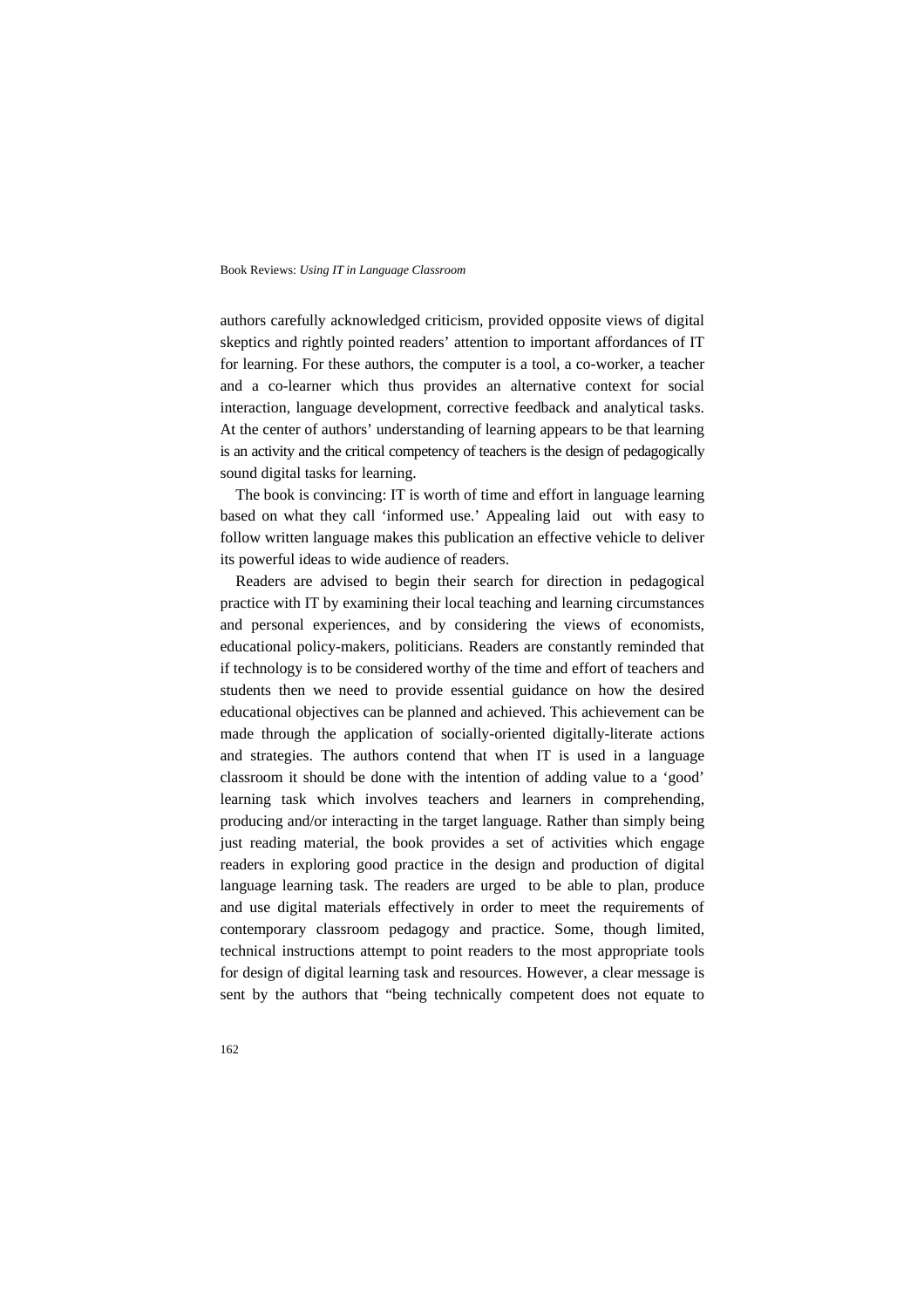authors carefully acknowledged criticism, provided opposite views of digital skeptics and rightly pointed readers' attention to important affordances of IT for learning. For these authors, the computer is a tool, a co-worker, a teacher and a co-learner which thus provides an alternative context for social interaction, language development, corrective feedback and analytical tasks. At the center of authors' understanding of learning appears to be that learning is an activity and the critical competency of teachers is the design of pedagogically sound digital tasks for learning.

The book is convincing: IT is worth of time and effort in language learning based on what they call 'informed use.' Appealing laid out with easy to follow written language makes this publication an effective vehicle to deliver its powerful ideas to wide audience of readers.

Readers are advised to begin their search for direction in pedagogical practice with IT by examining their local teaching and learning circumstances and personal experiences, and by considering the views of economists, educational policy-makers, politicians. Readers are constantly reminded that if technology is to be considered worthy of the time and effort of teachers and students then we need to provide essential guidance on how the desired educational objectives can be planned and achieved. This achievement can be made through the application of socially-oriented digitally-literate actions and strategies. The authors contend that when IT is used in a language classroom it should be done with the intention of adding value to a 'good' learning task which involves teachers and learners in comprehending, producing and/or interacting in the target language. Rather than simply being just reading material, the book provides a set of activities which engage readers in exploring good practice in the design and production of digital language learning task. The readers are urged to be able to plan, produce and use digital materials effectively in order to meet the requirements of contemporary classroom pedagogy and practice. Some, though limited, technical instructions attempt to point readers to the most appropriate tools for design of digital learning task and resources. However, a clear message is sent by the authors that "being technically competent does not equate to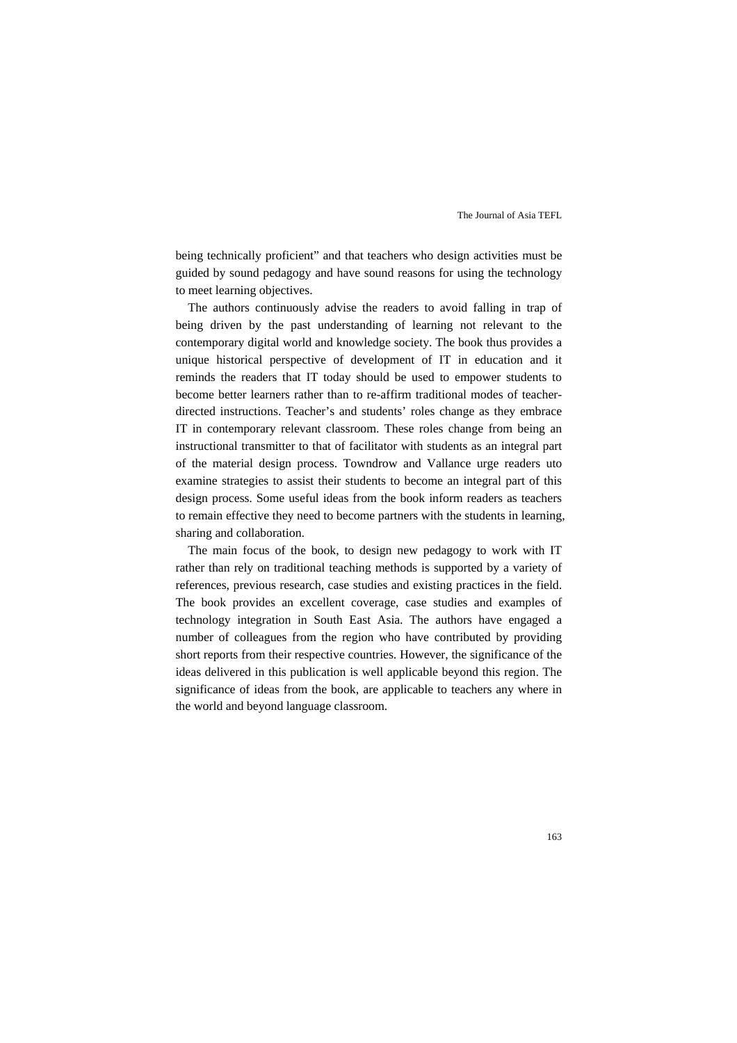being technically proficient" and that teachers who design activities must be guided by sound pedagogy and have sound reasons for using the technology to meet learning objectives.

The authors continuously advise the readers to avoid falling in trap of being driven by the past understanding of learning not relevant to the contemporary digital world and knowledge society. The book thus provides a unique historical perspective of development of IT in education and it reminds the readers that IT today should be used to empower students to become better learners rather than to re-affirm traditional modes of teacher-directed instructions. Teacher's and students' roles change as they embrace IT in contemporary relevant classroom. These roles change from being an instructional transmitter to that of facilitator with students as an integral part of the material design process. Towndrow and Vallance urge readers uto examine strategies to assist their students to become an integral part of this design process. Some useful ideas from the book inform readers as teachers to remain effective they need to become partners with the students in learning, sharing and collaboration.

The main focus of the book, to design new pedagogy to work with IT rather than rely on traditional teaching methods is supported by a variety of references, previous research, case studies and existing practices in the field. The book provides an excellent coverage, case studies and examples of technology integration in South East Asia. The authors have engaged a number of colleagues from the region who have contributed by providing short reports from their respective countries. However, the significance of the ideas delivered in this publication is well applicable beyond this region. The significance of ideas from the book, are applicable to teachers any where in the world and beyond language classroom.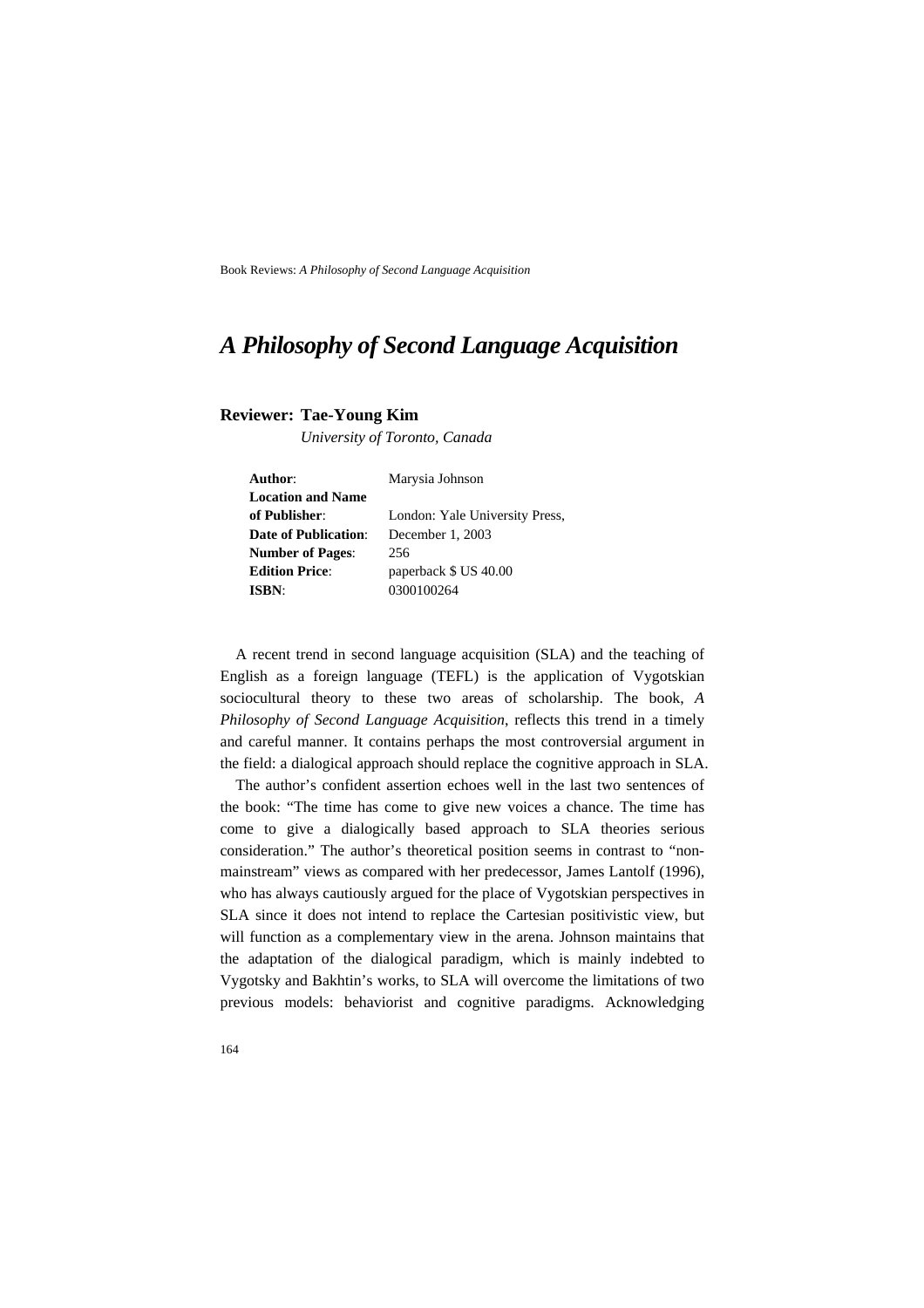Book Reviews: *A Philosophy of Second Language Acquisition*

# *A Philosophy of Second Language Acquisition*

**Reviewer: Tae-Young Kim**
*University of Toronto, Canada*

| | |
|---|---|
| **Author**: | Marysia Johnson |
| **Location and Name of Publisher**: | London: Yale University Press, |
| **Date of Publication**: | December 1, 2003 |
| **Number of Pages**: | 256 |
| **Edition Price**: | paperback $ US 40.00 |
| **ISBN**: | 0300100264 |

A recent trend in second language acquisition (SLA) and the teaching of English as a foreign language (TEFL) is the application of Vygotskian sociocultural theory to these two areas of scholarship. The book, *A Philosophy of Second Language Acquisition*, reflects this trend in a timely and careful manner. It contains perhaps the most controversial argument in the field: a dialogical approach should replace the cognitive approach in SLA.

The author's confident assertion echoes well in the last two sentences of the book: "The time has come to give new voices a chance. The time has come to give a dialogically based approach to SLA theories serious consideration." The author's theoretical position seems in contrast to "non-mainstream" views as compared with her predecessor, James Lantolf (1996), who has always cautiously argued for the place of Vygotskian perspectives in SLA since it does not intend to replace the Cartesian positivistic view, but will function as a complementary view in the arena. Johnson maintains that the adaptation of the dialogical paradigm, which is mainly indebted to Vygotsky and Bakhtin's works, to SLA will overcome the limitations of two previous models: behaviorist and cognitive paradigms. Acknowledging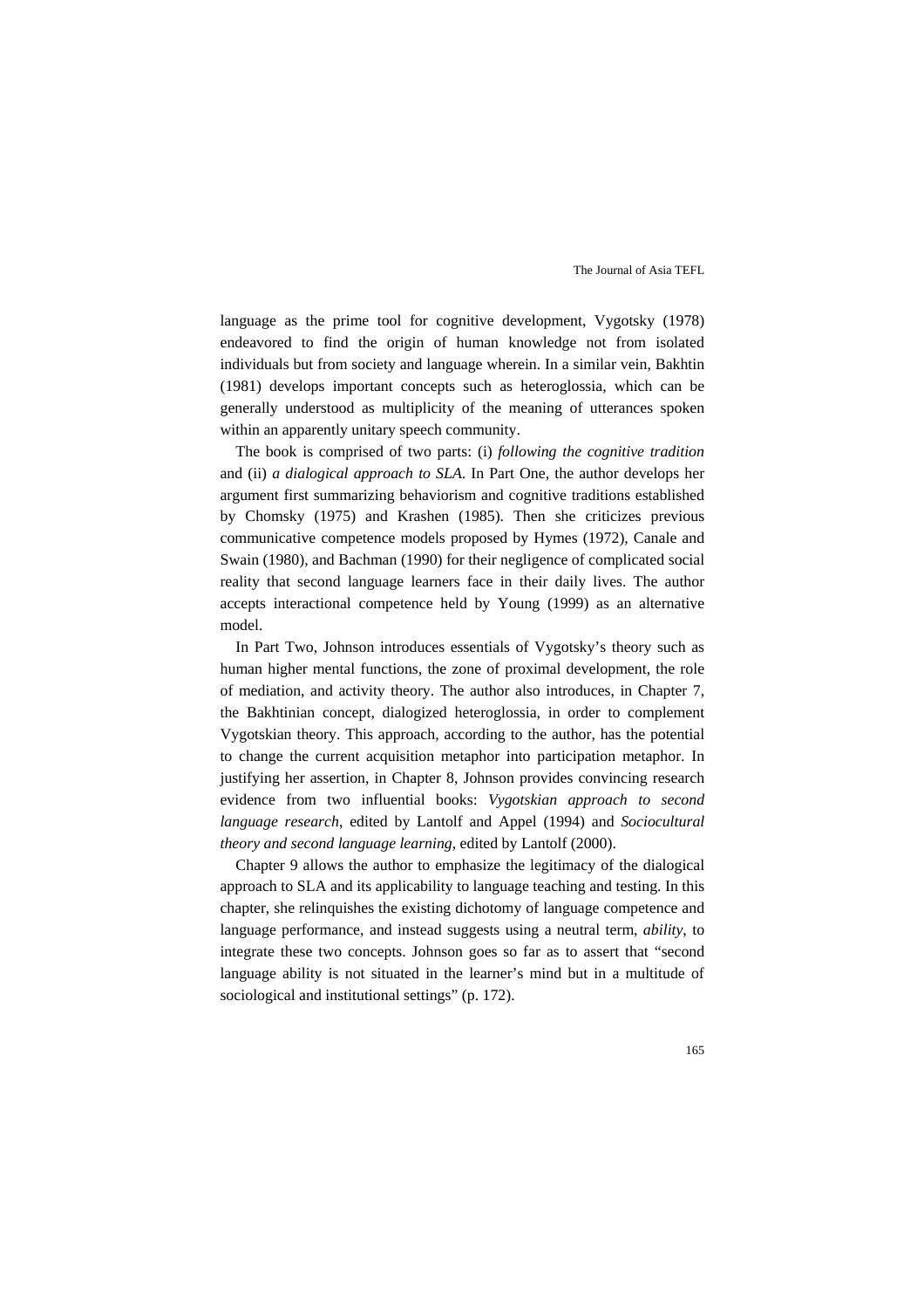language as the prime tool for cognitive development, Vygotsky (1978) endeavored to find the origin of human knowledge not from isolated individuals but from society and language wherein. In a similar vein, Bakhtin (1981) develops important concepts such as heteroglossia, which can be generally understood as multiplicity of the meaning of utterances spoken within an apparently unitary speech community.

The book is comprised of two parts: (i) *following the cognitive tradition* and (ii) *a dialogical approach to SLA*. In Part One, the author develops her argument first summarizing behaviorism and cognitive traditions established by Chomsky (1975) and Krashen (1985). Then she criticizes previous communicative competence models proposed by Hymes (1972), Canale and Swain (1980), and Bachman (1990) for their negligence of complicated social reality that second language learners face in their daily lives. The author accepts interactional competence held by Young (1999) as an alternative model.

In Part Two, Johnson introduces essentials of Vygotsky's theory such as human higher mental functions, the zone of proximal development, the role of mediation, and activity theory. The author also introduces, in Chapter 7, the Bakhtinian concept, dialogized heteroglossia, in order to complement Vygotskian theory. This approach, according to the author, has the potential to change the current acquisition metaphor into participation metaphor. In justifying her assertion, in Chapter 8, Johnson provides convincing research evidence from two influential books: *Vygotskian approach to second language research*, edited by Lantolf and Appel (1994) and *Sociocultural theory and second language learning*, edited by Lantolf (2000).

Chapter 9 allows the author to emphasize the legitimacy of the dialogical approach to SLA and its applicability to language teaching and testing. In this chapter, she relinquishes the existing dichotomy of language competence and language performance, and instead suggests using a neutral term, *ability*, to integrate these two concepts. Johnson goes so far as to assert that "second language ability is not situated in the learner's mind but in a multitude of sociological and institutional settings" (p. 172).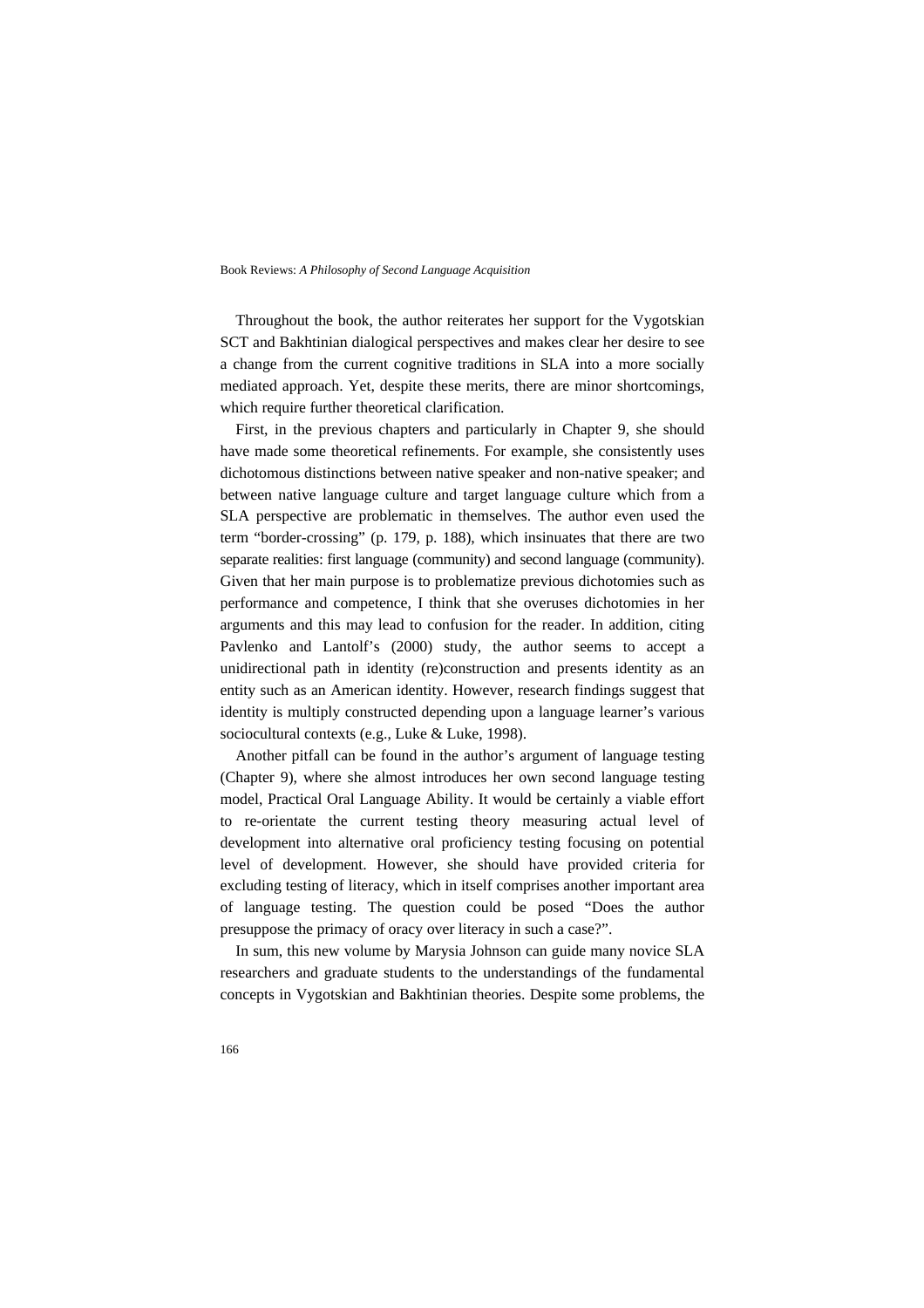Throughout the book, the author reiterates her support for the Vygotskian SCT and Bakhtinian dialogical perspectives and makes clear her desire to see a change from the current cognitive traditions in SLA into a more socially mediated approach. Yet, despite these merits, there are minor shortcomings, which require further theoretical clarification.

First, in the previous chapters and particularly in Chapter 9, she should have made some theoretical refinements. For example, she consistently uses dichotomous distinctions between native speaker and non-native speaker; and between native language culture and target language culture which from a SLA perspective are problematic in themselves. The author even used the term "border-crossing" (p. 179, p. 188), which insinuates that there are two separate realities: first language (community) and second language (community). Given that her main purpose is to problematize previous dichotomies such as performance and competence, I think that she overuses dichotomies in her arguments and this may lead to confusion for the reader. In addition, citing Pavlenko and Lantolf's (2000) study, the author seems to accept a unidirectional path in identity (re)construction and presents identity as an entity such as an American identity. However, research findings suggest that identity is multiply constructed depending upon a language learner's various sociocultural contexts (e.g., Luke & Luke, 1998).

Another pitfall can be found in the author's argument of language testing (Chapter 9), where she almost introduces her own second language testing model, Practical Oral Language Ability. It would be certainly a viable effort to re-orientate the current testing theory measuring actual level of development into alternative oral proficiency testing focusing on potential level of development. However, she should have provided criteria for excluding testing of literacy, which in itself comprises another important area of language testing. The question could be posed "Does the author presuppose the primacy of oracy over literacy in such a case?".

In sum, this new volume by Marysia Johnson can guide many novice SLA researchers and graduate students to the understandings of the fundamental concepts in Vygotskian and Bakhtinian theories. Despite some problems, the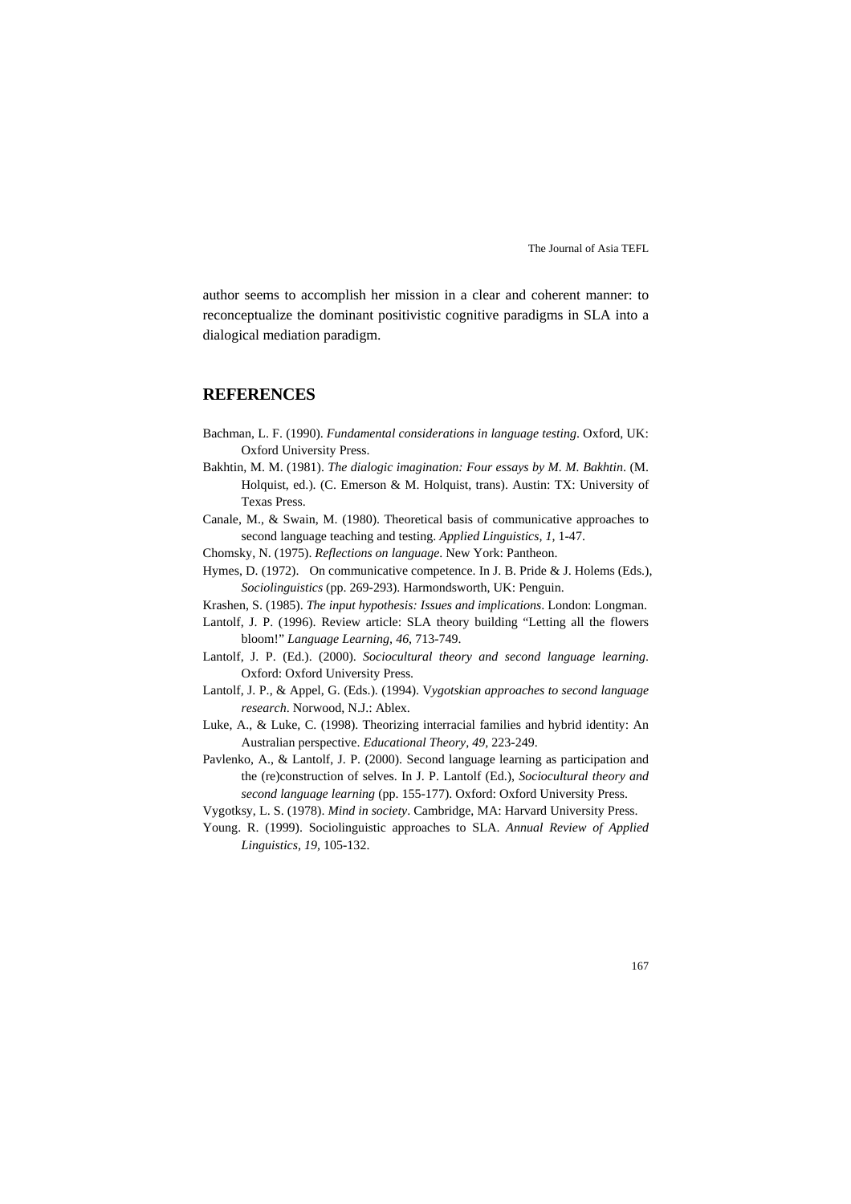author seems to accomplish her mission in a clear and coherent manner: to reconceptualize the dominant positivistic cognitive paradigms in SLA into a dialogical mediation paradigm.

## REFERENCES

Bachman, L. F. (1990). *Fundamental considerations in language testing*. Oxford, UK: Oxford University Press.

Bakhtin, M. M. (1981). *The dialogic imagination: Four essays by M. M. Bakhtin*. (M. Holquist, ed.). (C. Emerson & M. Holquist, trans). Austin: TX: University of Texas Press.

Canale, M., & Swain, M. (1980). Theoretical basis of communicative approaches to second language teaching and testing. *Applied Linguistics, 1*, 1-47.

Chomsky, N. (1975). *Reflections on language*. New York: Pantheon.

Hymes, D. (1972). On communicative competence. In J. B. Pride & J. Holems (Eds.), *Sociolinguistics* (pp. 269-293). Harmondsworth, UK: Penguin.

Krashen, S. (1985). *The input hypothesis: Issues and implications*. London: Longman.

Lantolf, J. P. (1996). Review article: SLA theory building "Letting all the flowers bloom!" *Language Learning, 46*, 713-749.

Lantolf, J. P. (Ed.). (2000). *Sociocultural theory and second language learning*. Oxford: Oxford University Press.

Lantolf, J. P., & Appel, G. (Eds.). (1994). V*ygotskian approaches to second language research*. Norwood, N.J.: Ablex.

Luke, A., & Luke, C. (1998). Theorizing interracial families and hybrid identity: An Australian perspective. *Educational Theory, 49*, 223-249.

Pavlenko, A., & Lantolf, J. P. (2000). Second language learning as participation and the (re)construction of selves. In J. P. Lantolf (Ed.), *Sociocultural theory and second language learning* (pp. 155-177). Oxford: Oxford University Press.

Vygotksy, L. S. (1978). *Mind in society*. Cambridge, MA: Harvard University Press.

Young. R. (1999). Sociolinguistic approaches to SLA. *Annual Review of Applied Linguistics, 19*, 105-132.